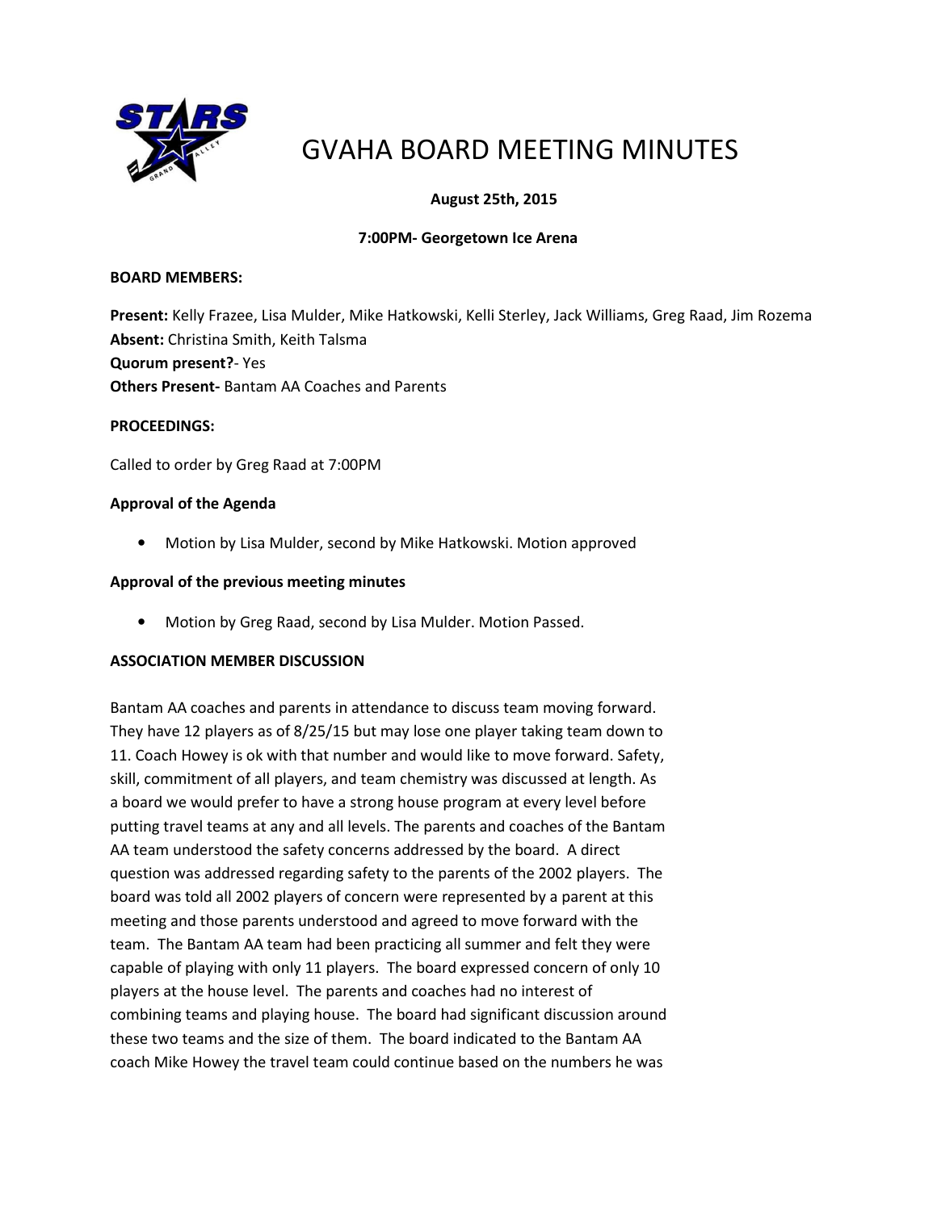# GVAHA BOARD MEETING MINUTES

**August 25th, 2015**

**7:00PM- Georgetown Ice Arena**

**BOARD MEMBERS:**

**Present:** Kelly Frazee, Lisa Mulder, Mike Hatkowski, Kelli Sterley, Jack Williams, Greg Raad, Jim Rozema
**Absent:** Christina Smith, Keith Talsma
**Quorum present?**- Yes
**Others Present-** Bantam AA Coaches and Parents

**PROCEEDINGS:**

Called to order by Greg Raad at 7:00PM

**Approval of the Agenda**

- Motion by Lisa Mulder, second by Mike Hatkowski. Motion approved

**Approval of the previous meeting minutes**

- Motion by Greg Raad, second by Lisa Mulder. Motion Passed.

**ASSOCIATION MEMBER DISCUSSION**

Bantam AA coaches and parents in attendance to discuss team moving forward. They have 12 players as of 8/25/15 but may lose one player taking team down to 11. Coach Howey is ok with that number and would like to move forward. Safety, skill, commitment of all players, and team chemistry was discussed at length. As a board we would prefer to have a strong house program at every level before putting travel teams at any and all levels. The parents and coaches of the Bantam AA team understood the safety concerns addressed by the board. A direct question was addressed regarding safety to the parents of the 2002 players. The board was told all 2002 players of concern were represented by a parent at this meeting and those parents understood and agreed to move forward with the team. The Bantam AA team had been practicing all summer and felt they were capable of playing with only 11 players. The board expressed concern of only 10 players at the house level. The parents and coaches had no interest of combining teams and playing house. The board had significant discussion around these two teams and the size of them. The board indicated to the Bantam AA coach Mike Howey the travel team could continue based on the numbers he was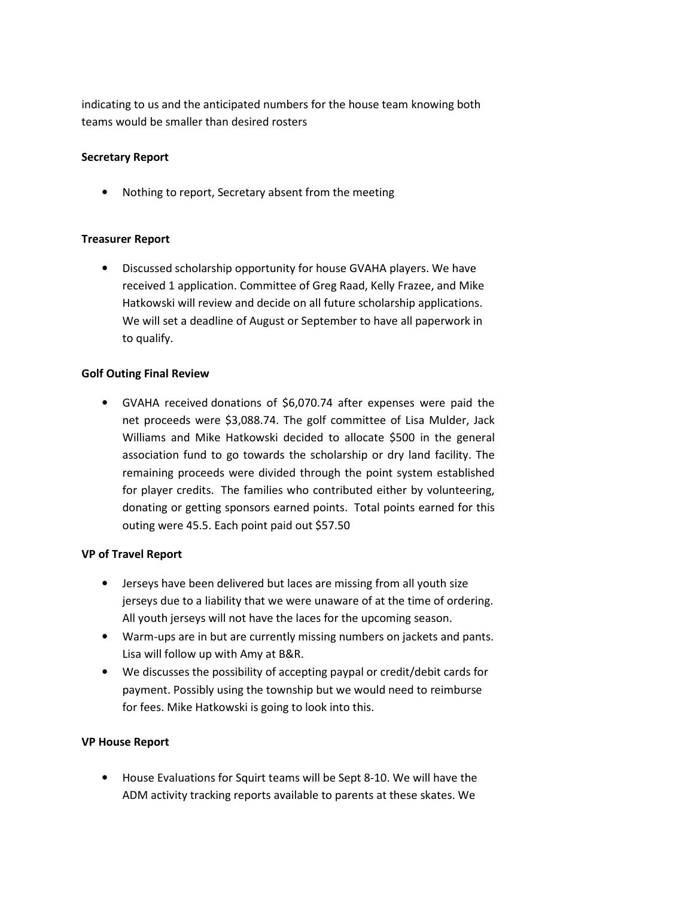indicating to us and the anticipated numbers for the house team knowing both teams would be smaller than desired rosters

**Secretary Report**

- Nothing to report, Secretary absent from the meeting

**Treasurer Report**

- Discussed scholarship opportunity for house GVAHA players. We have received 1 application. Committee of Greg Raad, Kelly Frazee, and Mike Hatkowski will review and decide on all future scholarship applications. We will set a deadline of August or September to have all paperwork in to qualify.

**Golf Outing Final Review**

- GVAHA received donations of $6,070.74 after expenses were paid the net proceeds were $3,088.74. The golf committee of Lisa Mulder, Jack Williams and Mike Hatkowski decided to allocate $500 in the general association fund to go towards the scholarship or dry land facility. The remaining proceeds were divided through the point system established for player credits. The families who contributed either by volunteering, donating or getting sponsors earned points. Total points earned for this outing were 45.5. Each point paid out $57.50

**VP of Travel Report**

- Jerseys have been delivered but laces are missing from all youth size jerseys due to a liability that we were unaware of at the time of ordering. All youth jerseys will not have the laces for the upcoming season.
- Warm-ups are in but are currently missing numbers on jackets and pants. Lisa will follow up with Amy at B&R.
- We discusses the possibility of accepting paypal or credit/debit cards for payment. Possibly using the township but we would need to reimburse for fees. Mike Hatkowski is going to look into this.

**VP House Report**

- House Evaluations for Squirt teams will be Sept 8-10. We will have the ADM activity tracking reports available to parents at these skates. We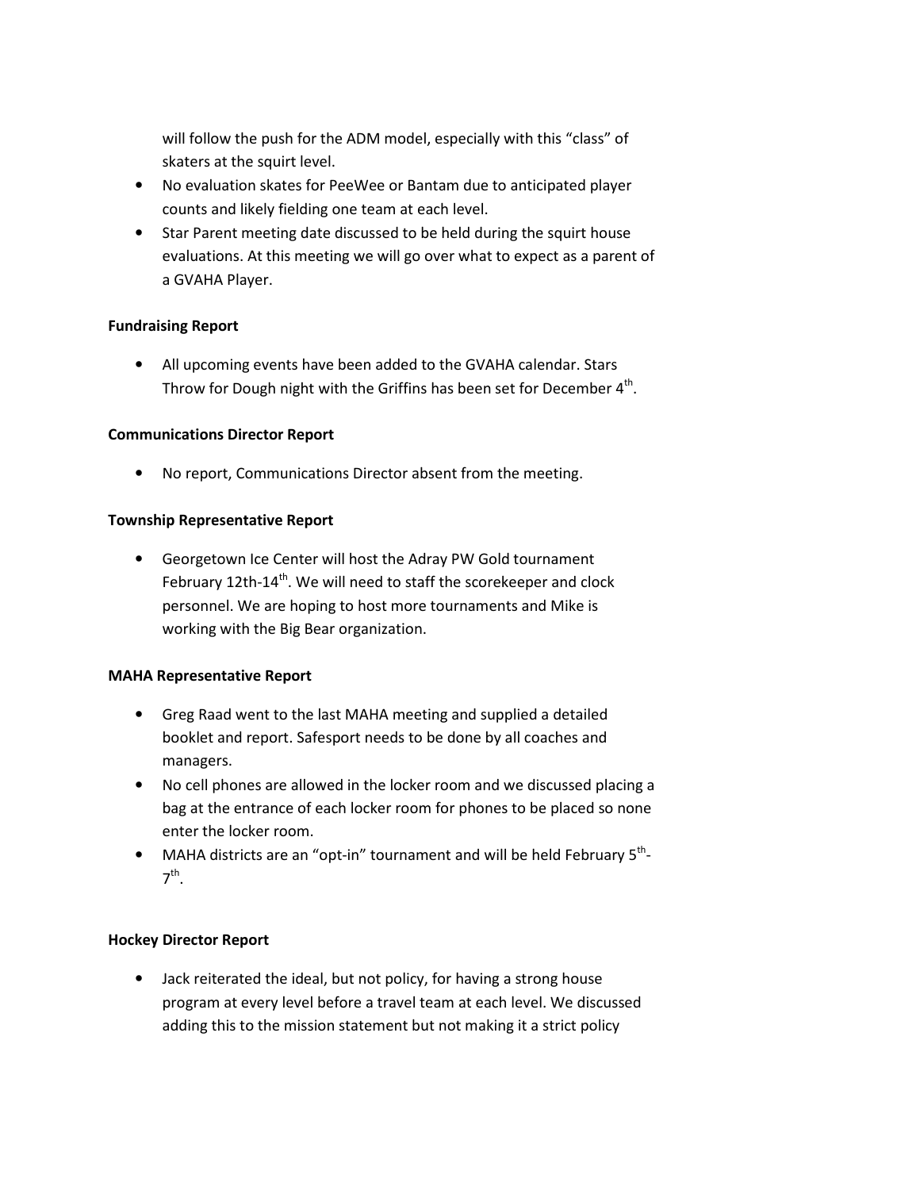will follow the push for the ADM model, especially with this "class" of skaters at the squirt level.

- No evaluation skates for PeeWee or Bantam due to anticipated player counts and likely fielding one team at each level.
- Star Parent meeting date discussed to be held during the squirt house evaluations. At this meeting we will go over what to expect as a parent of a GVAHA Player.

**Fundraising Report**

- All upcoming events have been added to the GVAHA calendar. Stars Throw for Dough night with the Griffins has been set for December 4th.

**Communications Director Report**

- No report, Communications Director absent from the meeting.

**Township Representative Report**

- Georgetown Ice Center will host the Adray PW Gold tournament February 12th-14th. We will need to staff the scorekeeper and clock personnel. We are hoping to host more tournaments and Mike is working with the Big Bear organization.

**MAHA Representative Report**

- Greg Raad went to the last MAHA meeting and supplied a detailed booklet and report. Safesport needs to be done by all coaches and managers.
- No cell phones are allowed in the locker room and we discussed placing a bag at the entrance of each locker room for phones to be placed so none enter the locker room.
- MAHA districts are an "opt-in" tournament and will be held February 5th-7th.

**Hockey Director Report**

- Jack reiterated the ideal, but not policy, for having a strong house program at every level before a travel team at each level. We discussed adding this to the mission statement but not making it a strict policy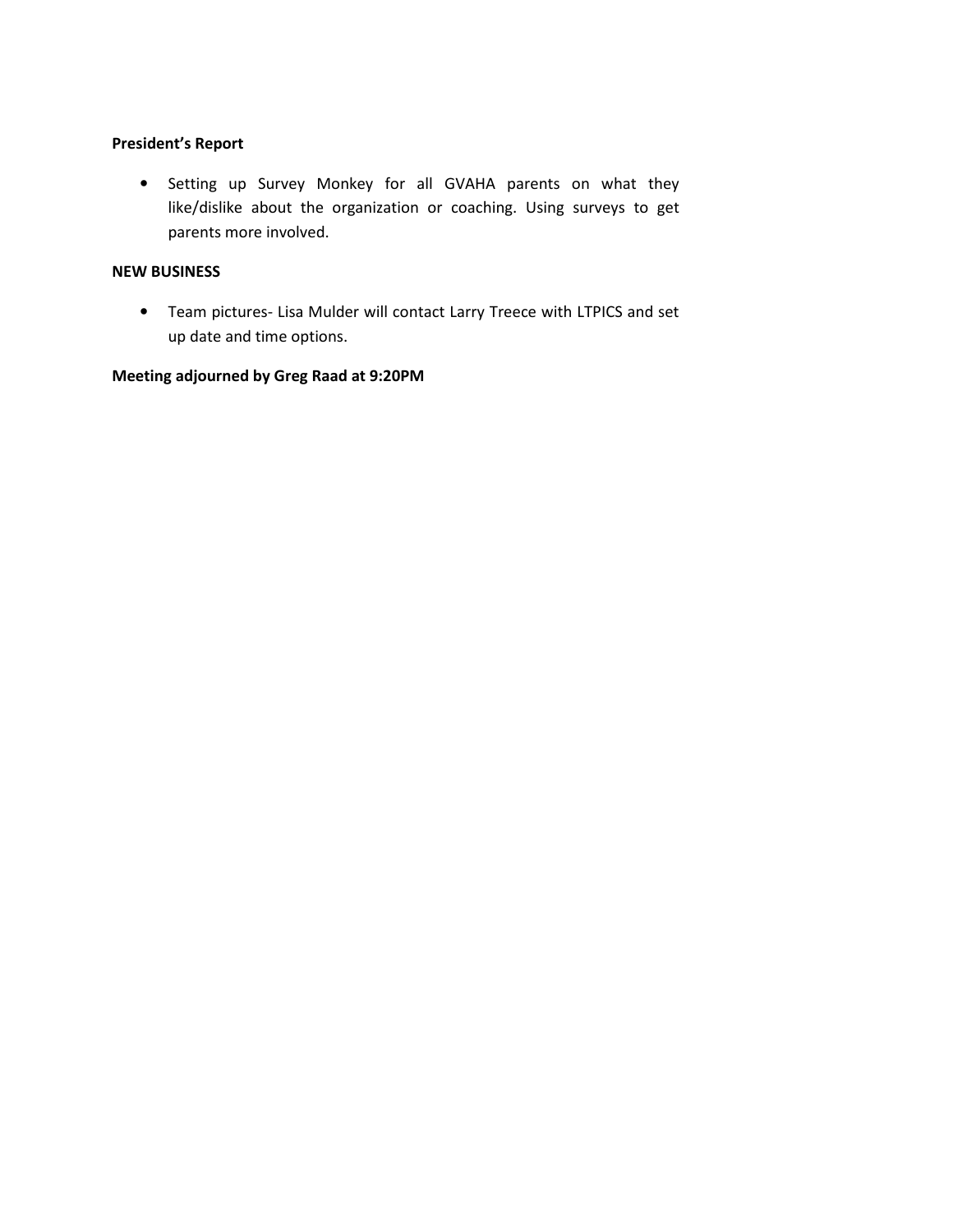**President's Report**

- Setting up Survey Monkey for all GVAHA parents on what they like/dislike about the organization or coaching. Using surveys to get parents more involved.

**NEW BUSINESS**

- Team pictures- Lisa Mulder will contact Larry Treece with LTPICS and set up date and time options.

**Meeting adjourned by Greg Raad at 9:20PM**